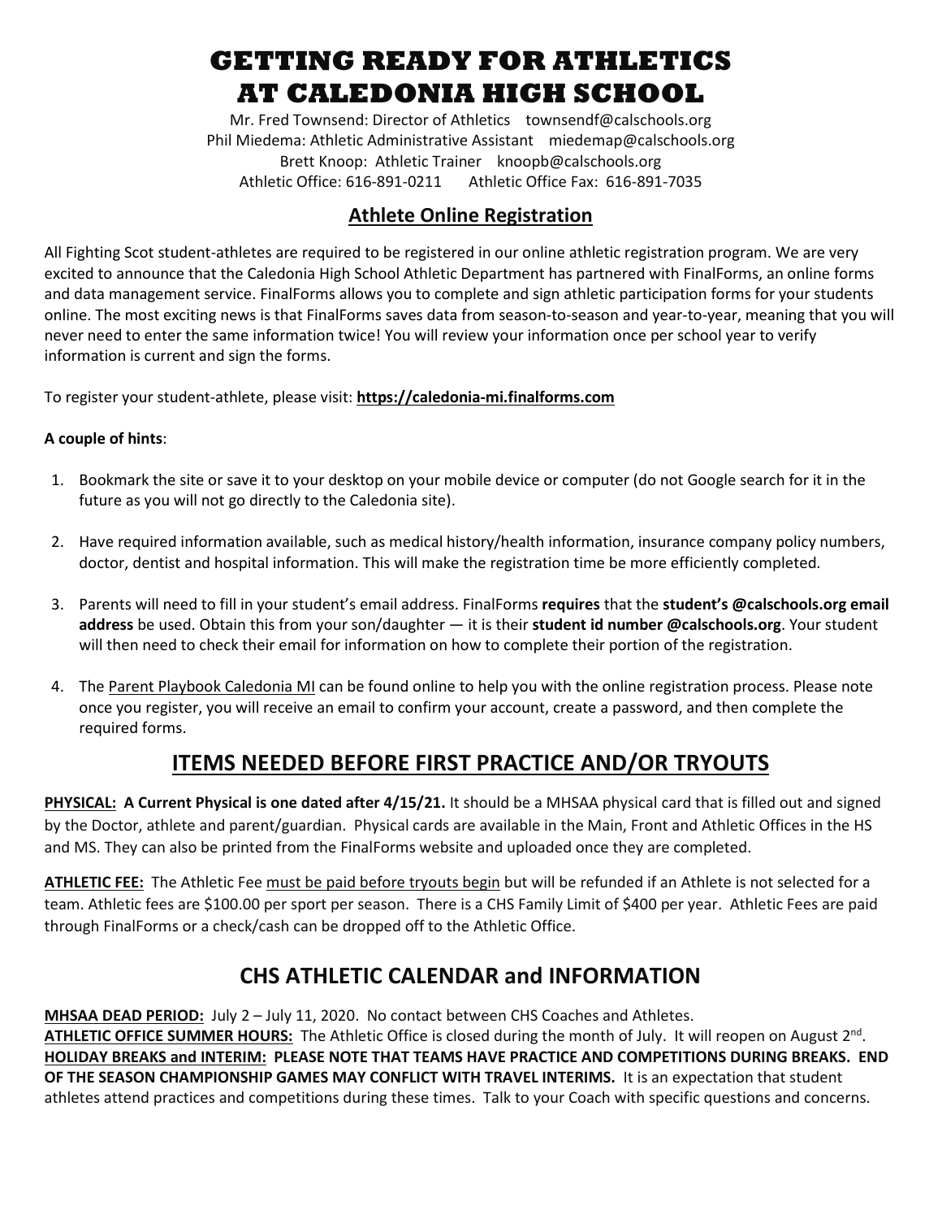# GETTING READY FOR ATHLETICS AT CALEDONIA HIGH SCHOOL

Mr. Fred Townsend: Director of Athletics    townsendf@calschools.org
Phil Miedema: Athletic Administrative Assistant    miedemap@calschools.org
Brett Knoop: Athletic Trainer    knoopb@calschools.org
Athletic Office: 616-891-0211    Athletic Office Fax: 616-891-7035

## Athlete Online Registration

All Fighting Scot student-athletes are required to be registered in our online athletic registration program. We are very excited to announce that the Caledonia High School Athletic Department has partnered with FinalForms, an online forms and data management service. FinalForms allows you to complete and sign athletic participation forms for your students online. The most exciting news is that FinalForms saves data from season-to-season and year-to-year, meaning that you will never need to enter the same information twice! You will review your information once per school year to verify information is current and sign the forms.

To register your student-athlete, please visit: **https://caledonia-mi.finalforms.com**

**A couple of hints**:

1. Bookmark the site or save it to your desktop on your mobile device or computer (do not Google search for it in the future as you will not go directly to the Caledonia site).
2. Have required information available, such as medical history/health information, insurance company policy numbers, doctor, dentist and hospital information. This will make the registration time be more efficiently completed.
3. Parents will need to fill in your student's email address. FinalForms **requires** that the **student's @calschools.org email address** be used. Obtain this from your son/daughter — it is their **student id number @calschools.org**. Your student will then need to check their email for information on how to complete their portion of the registration.
4. The Parent Playbook Caledonia MI can be found online to help you with the online registration process. Please note once you register, you will receive an email to confirm your account, create a password, and then complete the required forms.

## ITEMS NEEDED BEFORE FIRST PRACTICE AND/OR TRYOUTS

**PHYSICAL: A Current Physical is one dated after 4/15/21.** It should be a MHSAA physical card that is filled out and signed by the Doctor, athlete and parent/guardian. Physical cards are available in the Main, Front and Athletic Offices in the HS and MS. They can also be printed from the FinalForms website and uploaded once they are completed.

**ATHLETIC FEE:** The Athletic Fee must be paid before tryouts begin but will be refunded if an Athlete is not selected for a team. Athletic fees are $100.00 per sport per season. There is a CHS Family Limit of $400 per year. Athletic Fees are paid through FinalForms or a check/cash can be dropped off to the Athletic Office.

## CHS ATHLETIC CALENDAR and INFORMATION

**MHSAA DEAD PERIOD:** July 2 – July 11, 2020. No contact between CHS Coaches and Athletes.
**ATHLETIC OFFICE SUMMER HOURS:** The Athletic Office is closed during the month of July. It will reopen on August 2nd.
**HOLIDAY BREAKS and INTERIM: PLEASE NOTE THAT TEAMS HAVE PRACTICE AND COMPETITIONS DURING BREAKS. END OF THE SEASON CHAMPIONSHIP GAMES MAY CONFLICT WITH TRAVEL INTERIMS.** It is an expectation that student athletes attend practices and competitions during these times. Talk to your Coach with specific questions and concerns.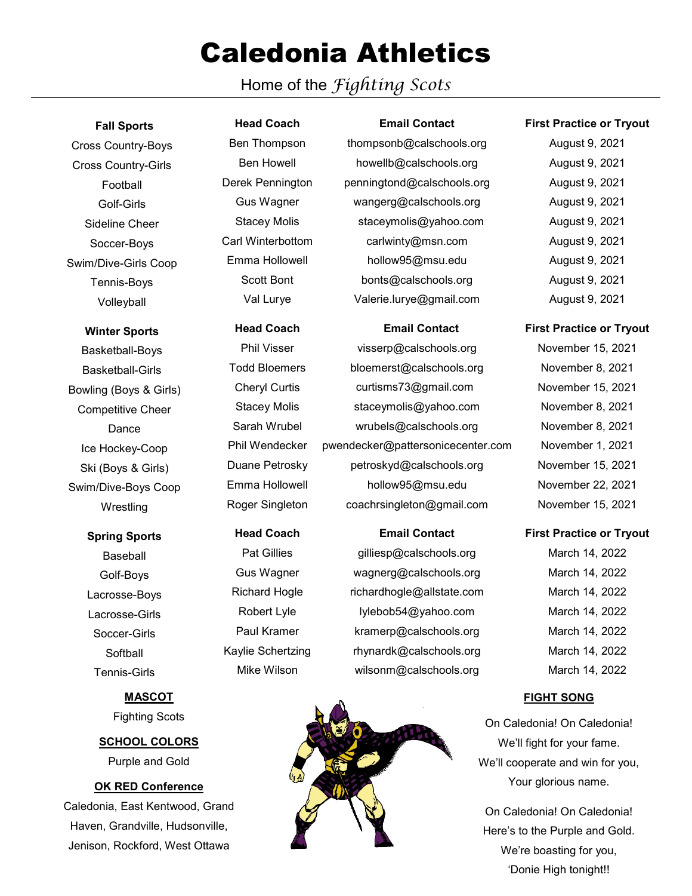# Caledonia Athletics

Home of the *Fighting Scots*

| Fall Sports | Head Coach | Email Contact | First Practice or Tryout |
| --- | --- | --- | --- |
| Cross Country-Boys | Ben Thompson | thompsonb@calschools.org | August 9, 2021 |
| Cross Country-Girls | Ben Howell | howellb@calschools.org | August 9, 2021 |
| Football | Derek Pennington | penningtond@calschools.org | August 9, 2021 |
| Golf-Girls | Gus Wagner | wangerg@calschools.org | August 9, 2021 |
| Sideline Cheer | Stacey Molis | staceymolis@yahoo.com | August 9, 2021 |
| Soccer-Boys | Carl Winterbottom | carlwinty@msn.com | August 9, 2021 |
| Swim/Dive-Girls Coop | Emma Hollowell | hollow95@msu.edu | August 9, 2021 |
| Tennis-Boys | Scott Bont | bonts@calschools.org | August 9, 2021 |
| Volleyball | Val Lurye | Valerie.lurye@gmail.com | August 9, 2021 |

| Winter Sports | Head Coach | Email Contact | First Practice or Tryout |
| --- | --- | --- | --- |
| Basketball-Boys | Phil Visser | visserp@calschools.org | November 15, 2021 |
| Basketball-Girls | Todd Bloemers | bloemerst@calschools.org | November 8, 2021 |
| Bowling (Boys & Girls) | Cheryl Curtis | curtisms73@gmail.com | November 15, 2021 |
| Competitive Cheer | Stacey Molis | staceymolis@yahoo.com | November 8, 2021 |
| Dance | Sarah Wrubel | wrubels@calschools.org | November 8, 2021 |
| Ice Hockey-Coop | Phil Wendecker | pwendecker@pattersonicecenter.com | November 1, 2021 |
| Ski (Boys & Girls) | Duane Petrosky | petroskyd@calschools.org | November 15, 2021 |
| Swim/Dive-Boys Coop | Emma Hollowell | hollow95@msu.edu | November 22, 2021 |
| Wrestling | Roger Singleton | coachrsingleton@gmail.com | November 15, 2021 |

| Spring Sports | Head Coach | Email Contact | First Practice or Tryout |
| --- | --- | --- | --- |
| Baseball | Pat Gillies | gilliesp@calschools.org | March 14, 2022 |
| Golf-Boys | Gus Wagner | wagnerg@calschools.org | March 14, 2022 |
| Lacrosse-Boys | Richard Hogle | richardhogle@allstate.com | March 14, 2022 |
| Lacrosse-Girls | Robert Lyle | lylebob54@yahoo.com | March 14, 2022 |
| Soccer-Girls | Paul Kramer | kramerp@calschools.org | March 14, 2022 |
| Softball | Kaylie Schertzing | rhynardk@calschools.org | March 14, 2022 |
| Tennis-Girls | Mike Wilson | wilsonm@calschools.org | March 14, 2022 |

**MASCOT**

Fighting Scots

**SCHOOL COLORS**

Purple and Gold

**OK RED Conference**

Caledonia, East Kentwood, Grand Haven, Grandville, Hudsonville, Jenison, Rockford, West Ottawa

**FIGHT SONG**

On Caledonia! On Caledonia!
We'll fight for your fame.
We'll cooperate and win for you,
Your glorious name.

On Caledonia! On Caledonia!
Here's to the Purple and Gold.
We're boasting for you,
'Donie High tonight!!